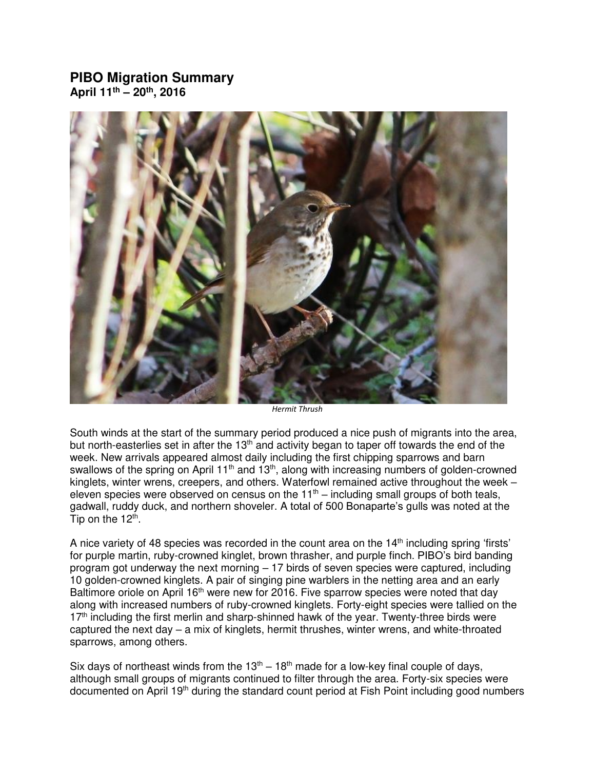# PIBO Migration Summary

**April 11th – 20th, 2016**

*Hermit Thrush*

South winds at the start of the summary period produced a nice push of migrants into the area, but north-easterlies set in after the 13th and activity began to taper off towards the end of the week. New arrivals appeared almost daily including the first chipping sparrows and barn swallows of the spring on April 11th and 13th, along with increasing numbers of golden-crowned kinglets, winter wrens, creepers, and others. Waterfowl remained active throughout the week – eleven species were observed on census on the 11th – including small groups of both teals, gadwall, ruddy duck, and northern shoveler. A total of 500 Bonaparte's gulls was noted at the Tip on the 12th.

A nice variety of 48 species was recorded in the count area on the 14th including spring 'firsts' for purple martin, ruby-crowned kinglet, brown thrasher, and purple finch. PIBO's bird banding program got underway the next morning – 17 birds of seven species were captured, including 10 golden-crowned kinglets. A pair of singing pine warblers in the netting area and an early Baltimore oriole on April 16th were new for 2016. Five sparrow species were noted that day along with increased numbers of ruby-crowned kinglets. Forty-eight species were tallied on the 17th including the first merlin and sharp-shinned hawk of the year. Twenty-three birds were captured the next day – a mix of kinglets, hermit thrushes, winter wrens, and white-throated sparrows, among others.

Six days of northeast winds from the 13th – 18th made for a low-key final couple of days, although small groups of migrants continued to filter through the area. Forty-six species were documented on April 19th during the standard count period at Fish Point including good numbers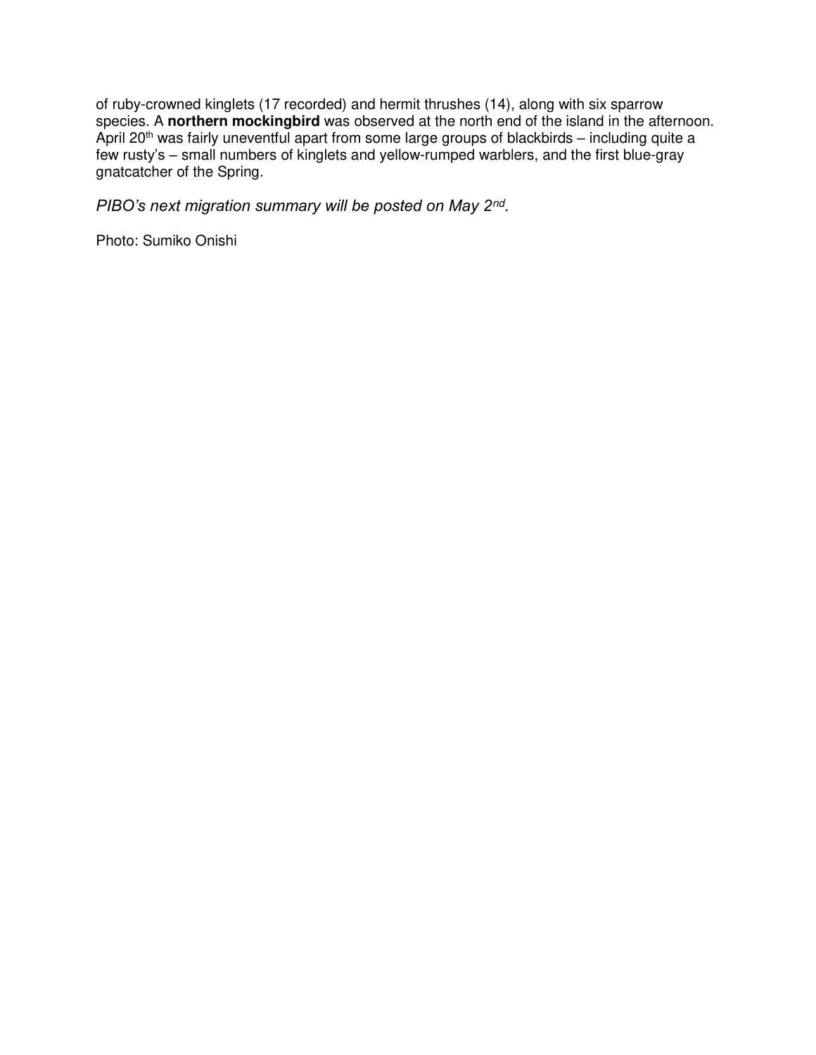of ruby-crowned kinglets (17 recorded) and hermit thrushes (14), along with six sparrow species. A **northern mockingbird** was observed at the north end of the island in the afternoon. April 20th was fairly uneventful apart from some large groups of blackbirds – including quite a few rusty's – small numbers of kinglets and yellow-rumped warblers, and the first blue-gray gnatcatcher of the Spring.

*PIBO's next migration summary will be posted on May 2nd.*

Photo: Sumiko Onishi